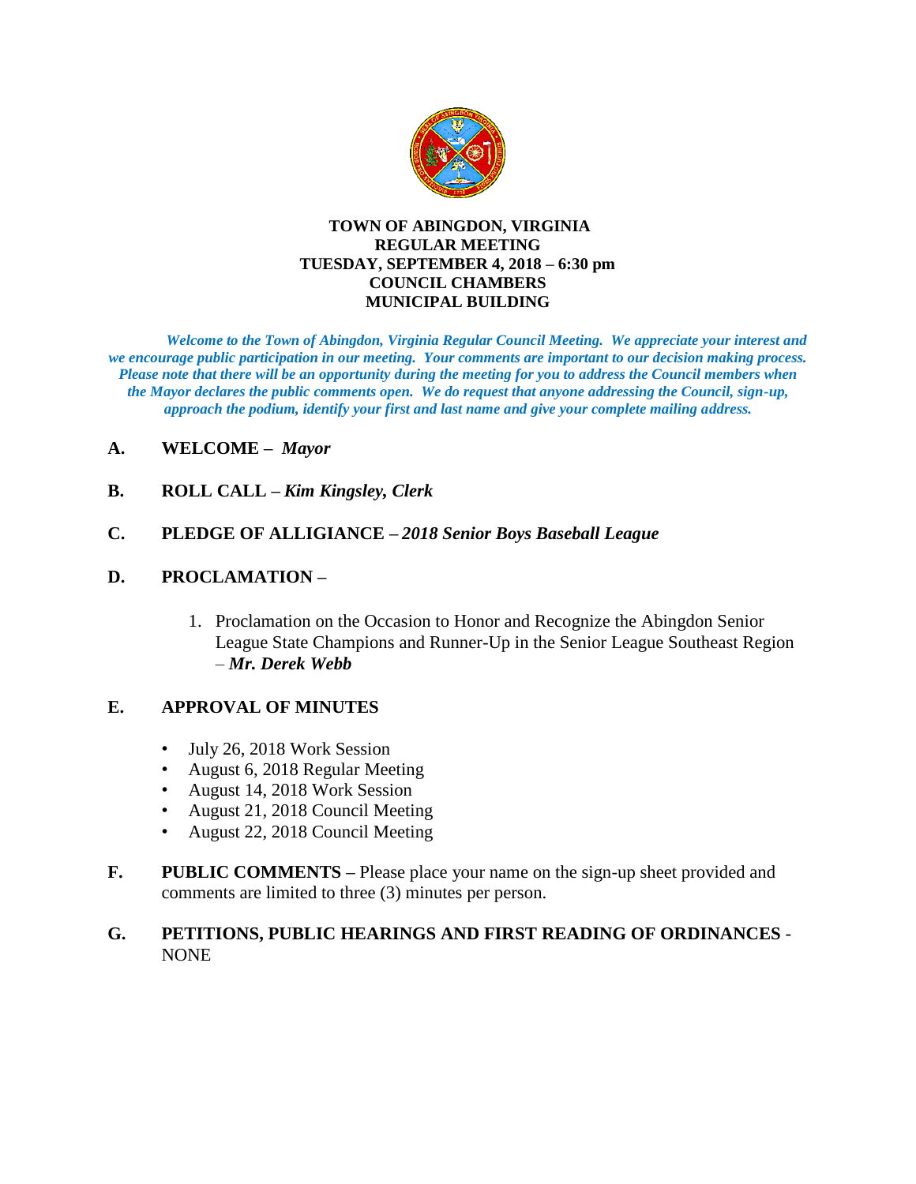**TOWN OF ABINGDON, VIRGINIA**
**REGULAR MEETING**
**TUESDAY, SEPTEMBER 4, 2018 – 6:30 pm**
**COUNCIL CHAMBERS**
**MUNICIPAL BUILDING**

***Welcome to the Town of Abingdon, Virginia Regular Council Meeting. We appreciate your interest and we encourage public participation in our meeting. Your comments are important to our decision making process. Please note that there will be an opportunity during the meeting for you to address the Council members when the Mayor declares the public comments open. We do request that anyone addressing the Council, sign-up, approach the podium, identify your first and last name and give your complete mailing address.***

**A. WELCOME –** ***Mayor***

**B. ROLL CALL –** ***Kim Kingsley, Clerk***

**C. PLEDGE OF ALLIGIANCE –** ***2018 Senior Boys Baseball League***

**D. PROCLAMATION –**

1. Proclamation on the Occasion to Honor and Recognize the Abingdon Senior League State Champions and Runner-Up in the Senior League Southeast Region – ***Mr. Derek Webb***

**E. APPROVAL OF MINUTES**

- July 26, 2018 Work Session
- August 6, 2018 Regular Meeting
- August 14, 2018 Work Session
- August 21, 2018 Council Meeting
- August 22, 2018 Council Meeting

**F. PUBLIC COMMENTS –** Please place your name on the sign-up sheet provided and comments are limited to three (3) minutes per person.

**G. PETITIONS, PUBLIC HEARINGS AND FIRST READING OF ORDINANCES** - NONE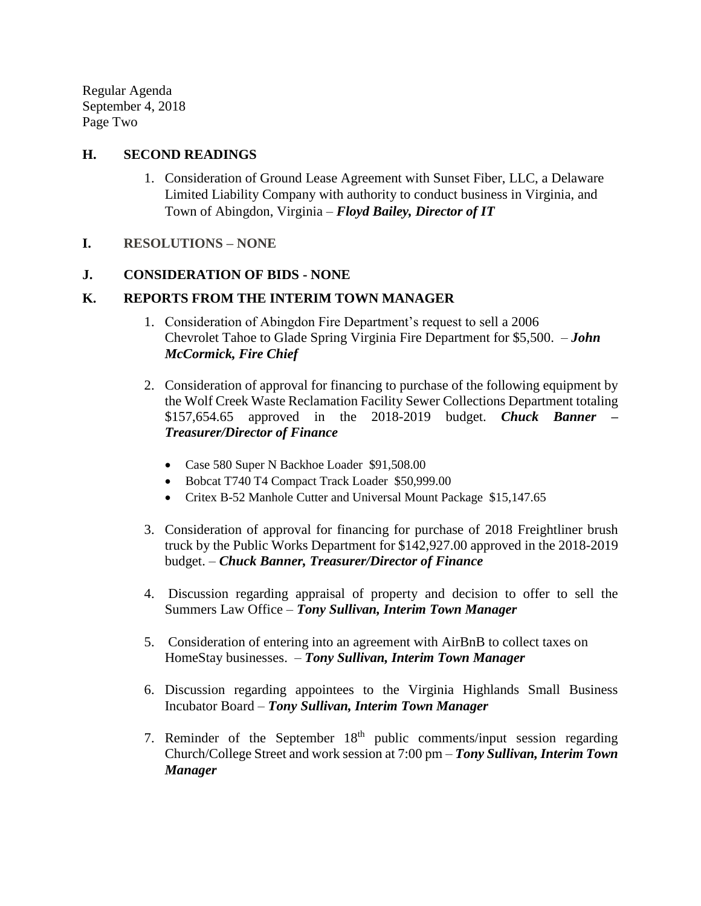Regular Agenda
September 4, 2018
Page Two

## H. SECOND READINGS

1. Consideration of Ground Lease Agreement with Sunset Fiber, LLC, a Delaware Limited Liability Company with authority to conduct business in Virginia, and Town of Abingdon, Virginia – ***Floyd Bailey, Director of IT***

## I. RESOLUTIONS – NONE

## J. CONSIDERATION OF BIDS - NONE

## K. REPORTS FROM THE INTERIM TOWN MANAGER

1. Consideration of Abingdon Fire Department's request to sell a 2006 Chevrolet Tahoe to Glade Spring Virginia Fire Department for $5,500. – ***John McCormick, Fire Chief***

2. Consideration of approval for financing to purchase of the following equipment by the Wolf Creek Waste Reclamation Facility Sewer Collections Department totaling $157,654.65 approved in the 2018-2019 budget. ***Chuck Banner – Treasurer/Director of Finance***

   - Case 580 Super N Backhoe Loader $91,508.00
   - Bobcat T740 T4 Compact Track Loader $50,999.00
   - Critex B-52 Manhole Cutter and Universal Mount Package $15,147.65

3. Consideration of approval for financing for purchase of 2018 Freightliner brush truck by the Public Works Department for $142,927.00 approved in the 2018-2019 budget. – ***Chuck Banner, Treasurer/Director of Finance***

4. Discussion regarding appraisal of property and decision to offer to sell the Summers Law Office – ***Tony Sullivan, Interim Town Manager***

5. Consideration of entering into an agreement with AirBnB to collect taxes on HomeStay businesses. – ***Tony Sullivan, Interim Town Manager***

6. Discussion regarding appointees to the Virginia Highlands Small Business Incubator Board – ***Tony Sullivan, Interim Town Manager***

7. Reminder of the September 18th public comments/input session regarding Church/College Street and work session at 7:00 pm – ***Tony Sullivan, Interim Town Manager***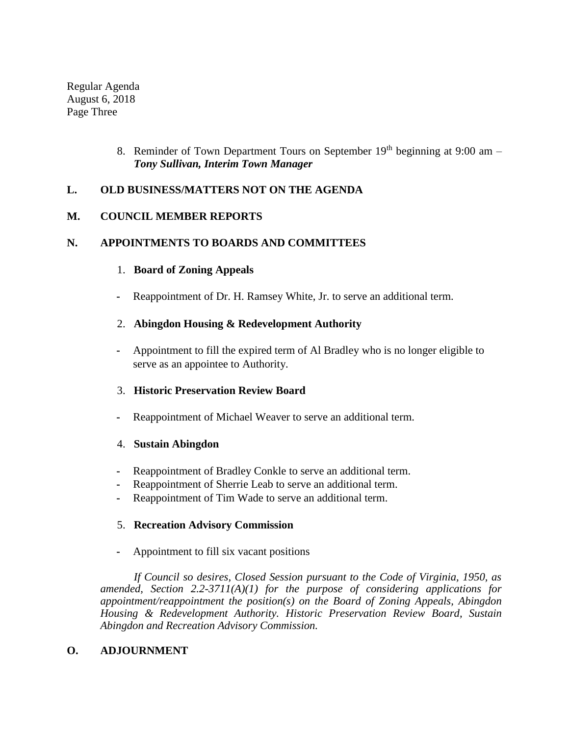8. Reminder of Town Department Tours on September 19th beginning at 9:00 am – ***Tony Sullivan, Interim Town Manager***

**L. OLD BUSINESS/MATTERS NOT ON THE AGENDA**

**M. COUNCIL MEMBER REPORTS**

**N. APPOINTMENTS TO BOARDS AND COMMITTEES**

1. **Board of Zoning Appeals**

   - Reappointment of Dr. H. Ramsey White, Jr. to serve an additional term.

2. **Abingdon Housing & Redevelopment Authority**

   - Appointment to fill the expired term of Al Bradley who is no longer eligible to serve as an appointee to Authority.

3. **Historic Preservation Review Board**

   - Reappointment of Michael Weaver to serve an additional term.

4. **Sustain Abingdon**

   - Reappointment of Bradley Conkle to serve an additional term.
   - Reappointment of Sherrie Leab to serve an additional term.
   - Reappointment of Tim Wade to serve an additional term.

5. **Recreation Advisory Commission**

   - Appointment to fill six vacant positions

*If Council so desires, Closed Session pursuant to the Code of Virginia, 1950, as amended, Section 2.2-3711(A)(1) for the purpose of considering applications for appointment/reappointment the position(s) on the Board of Zoning Appeals, Abingdon Housing & Redevelopment Authority. Historic Preservation Review Board, Sustain Abingdon and Recreation Advisory Commission.*

**O. ADJOURNMENT**